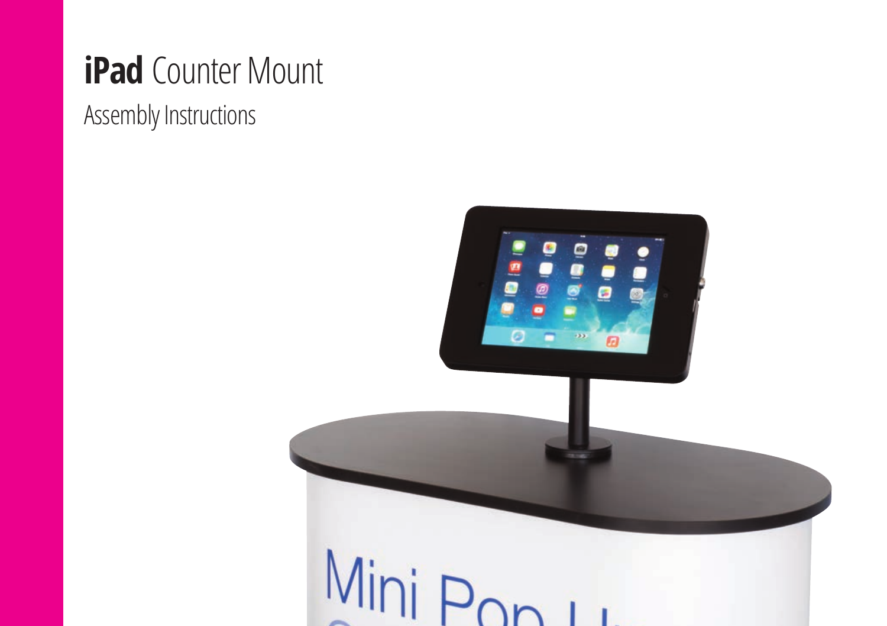# **iPad** Counter Mount

Assembly Instructions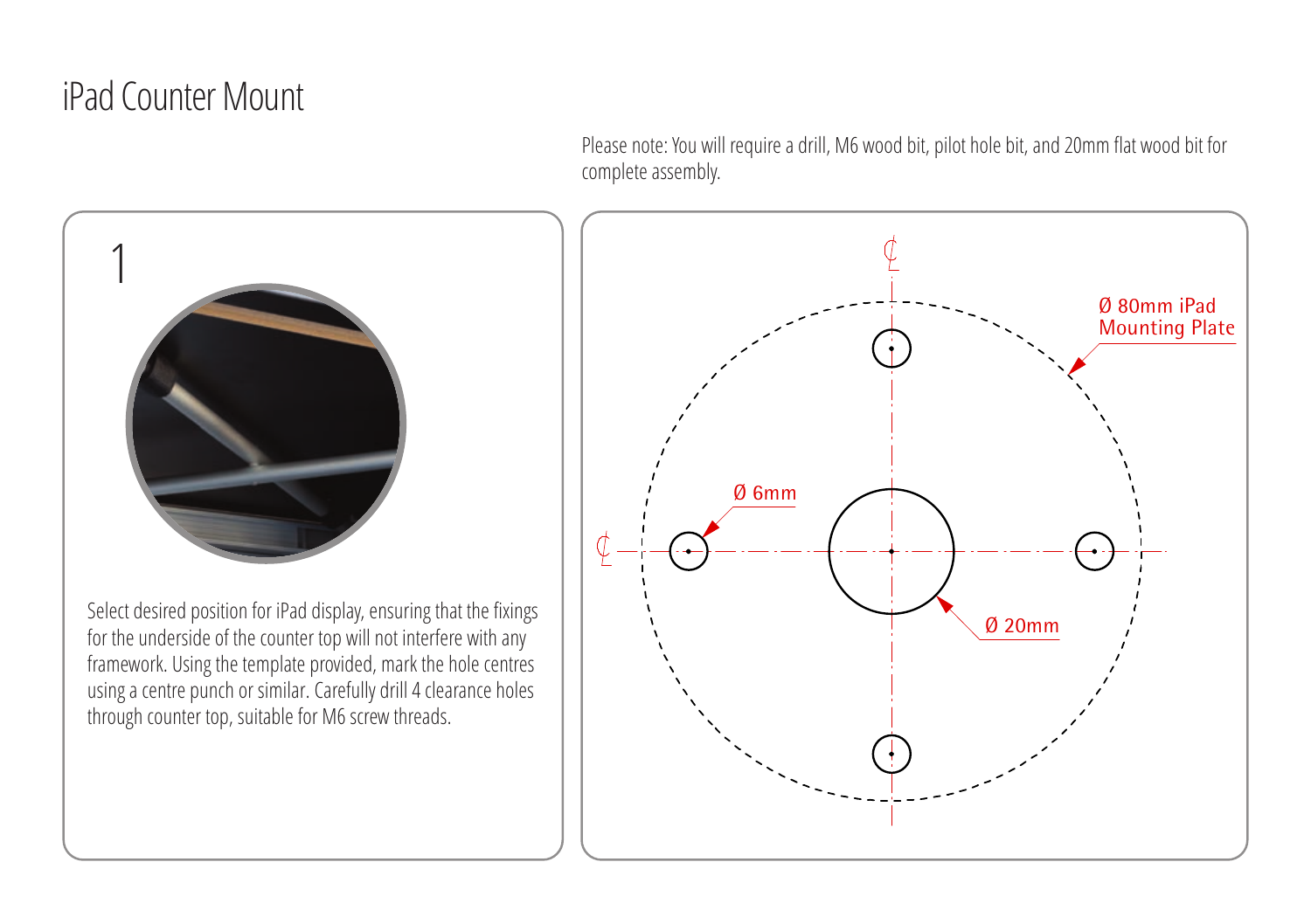# iPad Counter Mount

Please note: You will require a drill, M6 wood bit, pilot hole bit, and 20mm flat wood bit for complete assembly.

1

Select desired position for iPad display, ensuring that the fixings for the underside of the counter top will not interfere with any framework. Using the template provided, mark the hole centres using a centre punch or similar. Carefully drill 4 clearance holes through counter top, suitable for M6 screw threads.

Ø 80mm iPad Mounting Plate

Ø 6mm

Ø 20mm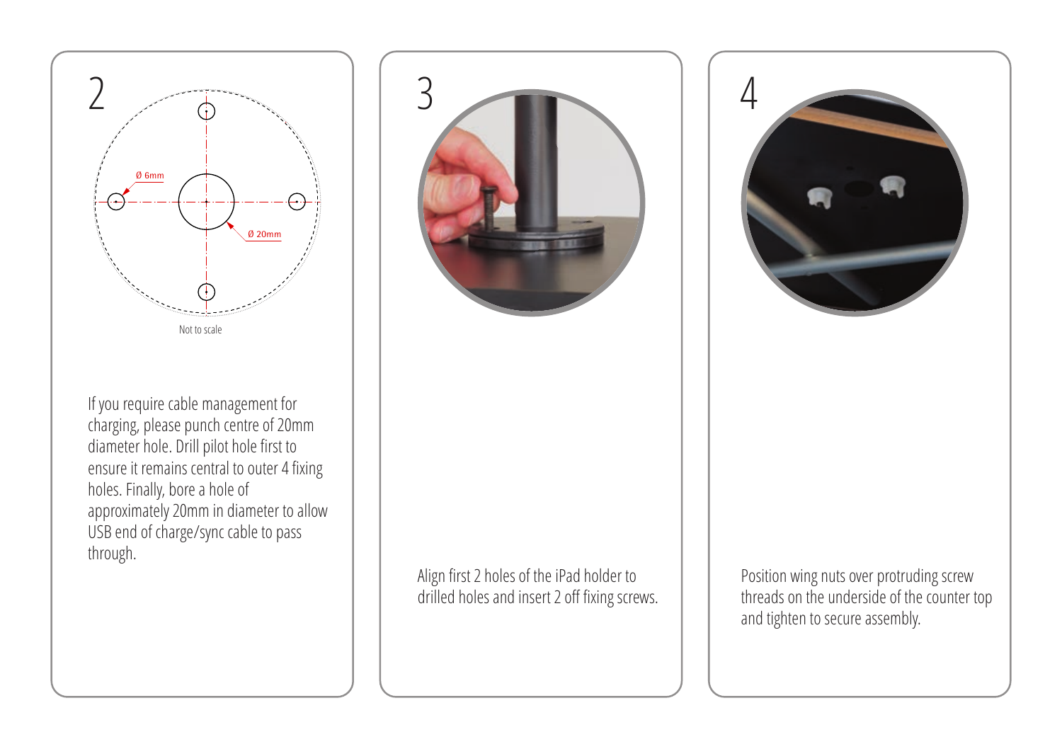## 2

Ø 6mm

Ø 20mm

Not to scale

If you require cable management for charging, please punch centre of 20mm diameter hole. Drill pilot hole first to ensure it remains central to outer 4 fixing holes. Finally, bore a hole of approximately 20mm in diameter to allow USB end of charge/sync cable to pass through.

## 3

Align first 2 holes of the iPad holder to drilled holes and insert 2 off fixing screws.

## 4

Position wing nuts over protruding screw threads on the underside of the counter top and tighten to secure assembly.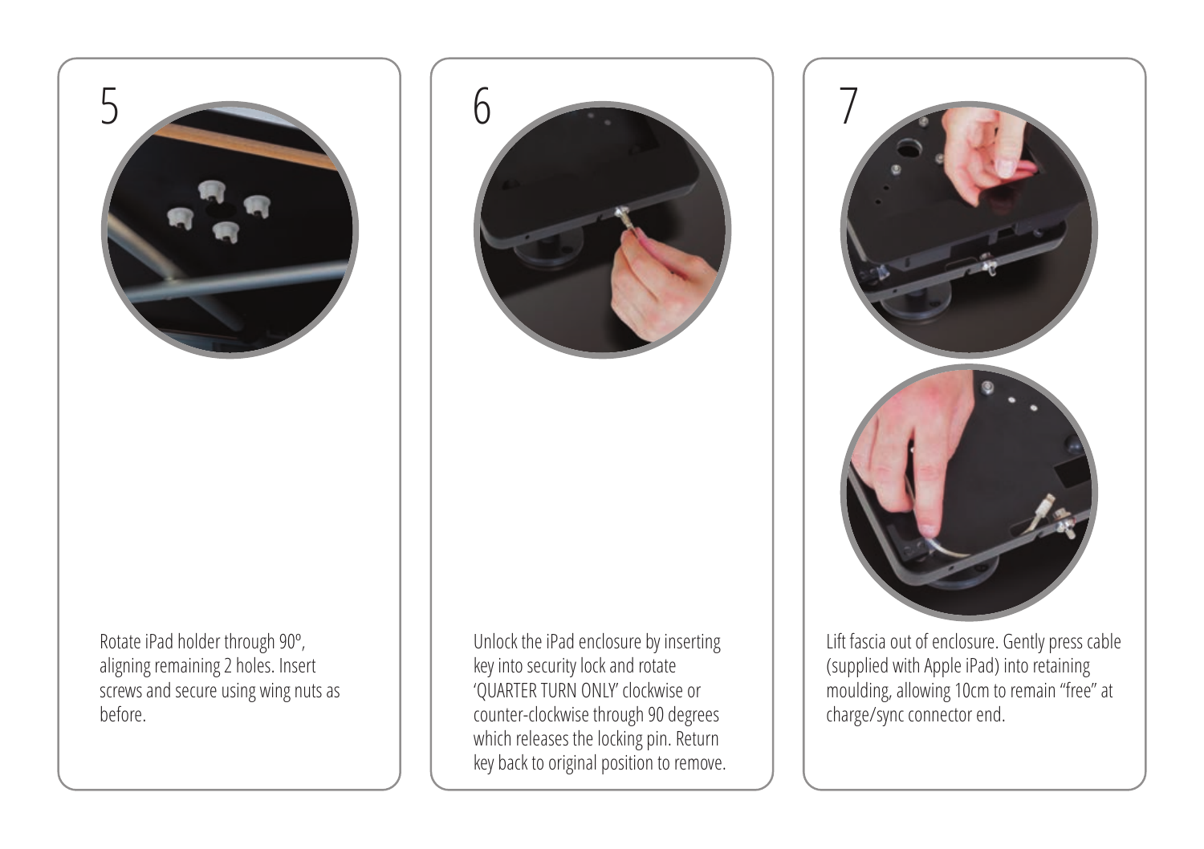## 5

Rotate iPad holder through 90º, aligning remaining 2 holes. Insert screws and secure using wing nuts as before.

## 6

Unlock the iPad enclosure by inserting key into security lock and rotate 'QUARTER TURN ONLY' clockwise or counter-clockwise through 90 degrees which releases the locking pin. Return key back to original position to remove.

## 7

Lift fascia out of enclosure. Gently press cable (supplied with Apple iPad) into retaining moulding, allowing 10cm to remain "free" at charge/sync connector end.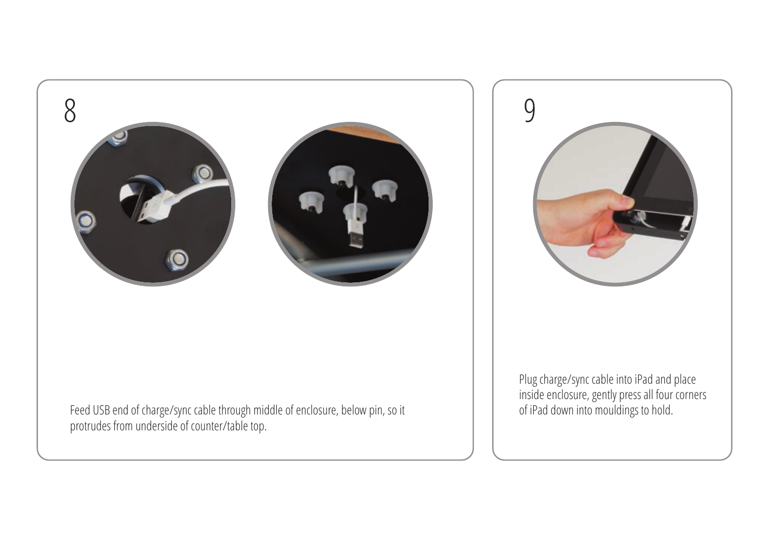8

Feed USB end of charge/sync cable through middle of enclosure, below pin, so it protrudes from underside of counter/table top.

9

Plug charge/sync cable into iPad and place inside enclosure, gently press all four corners of iPad down into mouldings to hold.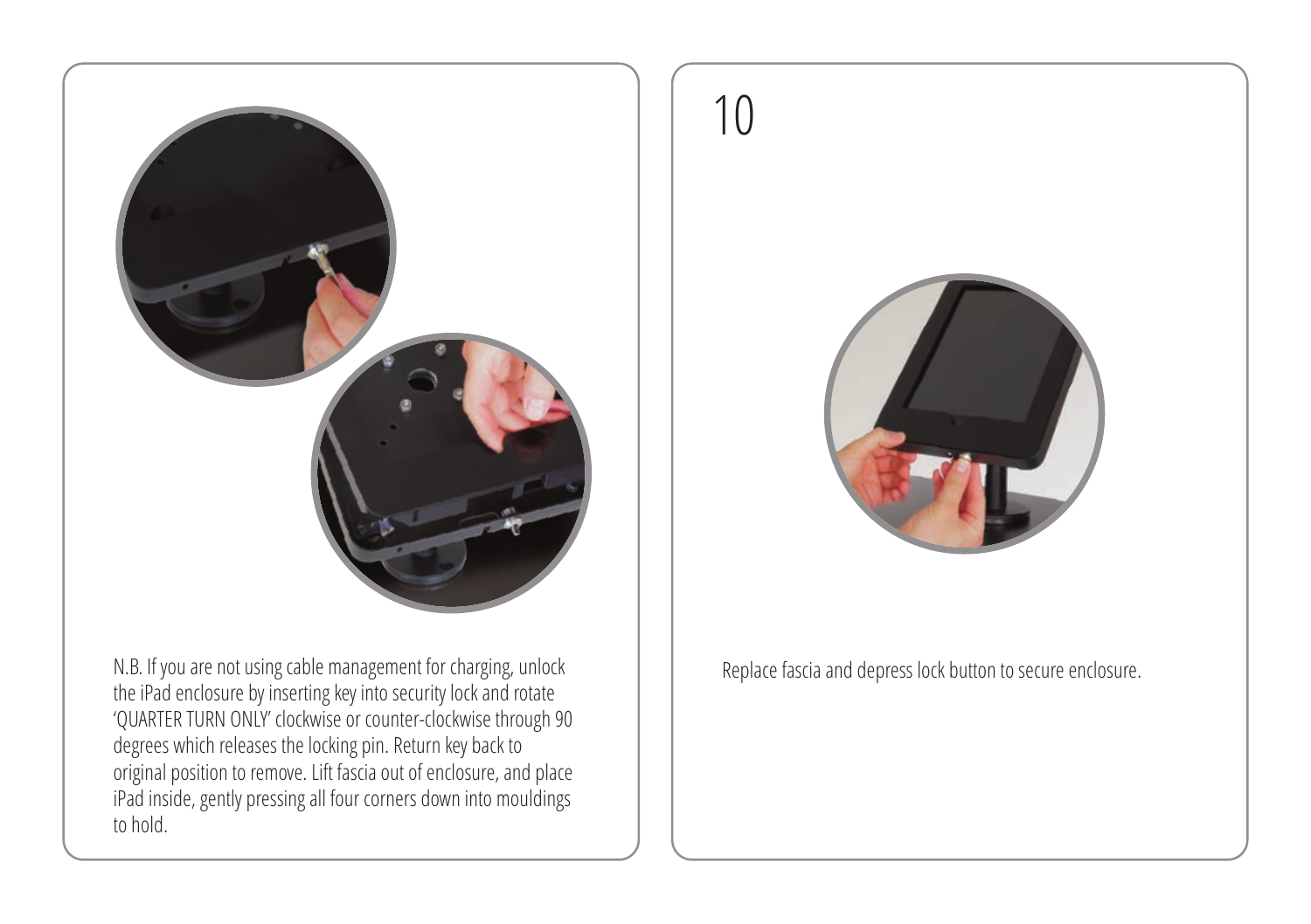N.B. If you are not using cable management for charging, unlock the iPad enclosure by inserting key into security lock and rotate 'QUARTER TURN ONLY' clockwise or counter-clockwise through 90 degrees which releases the locking pin. Return key back to original position to remove. Lift fascia out of enclosure, and place iPad inside, gently pressing all four corners down into mouldings to hold.

## 10

Replace fascia and depress lock button to secure enclosure.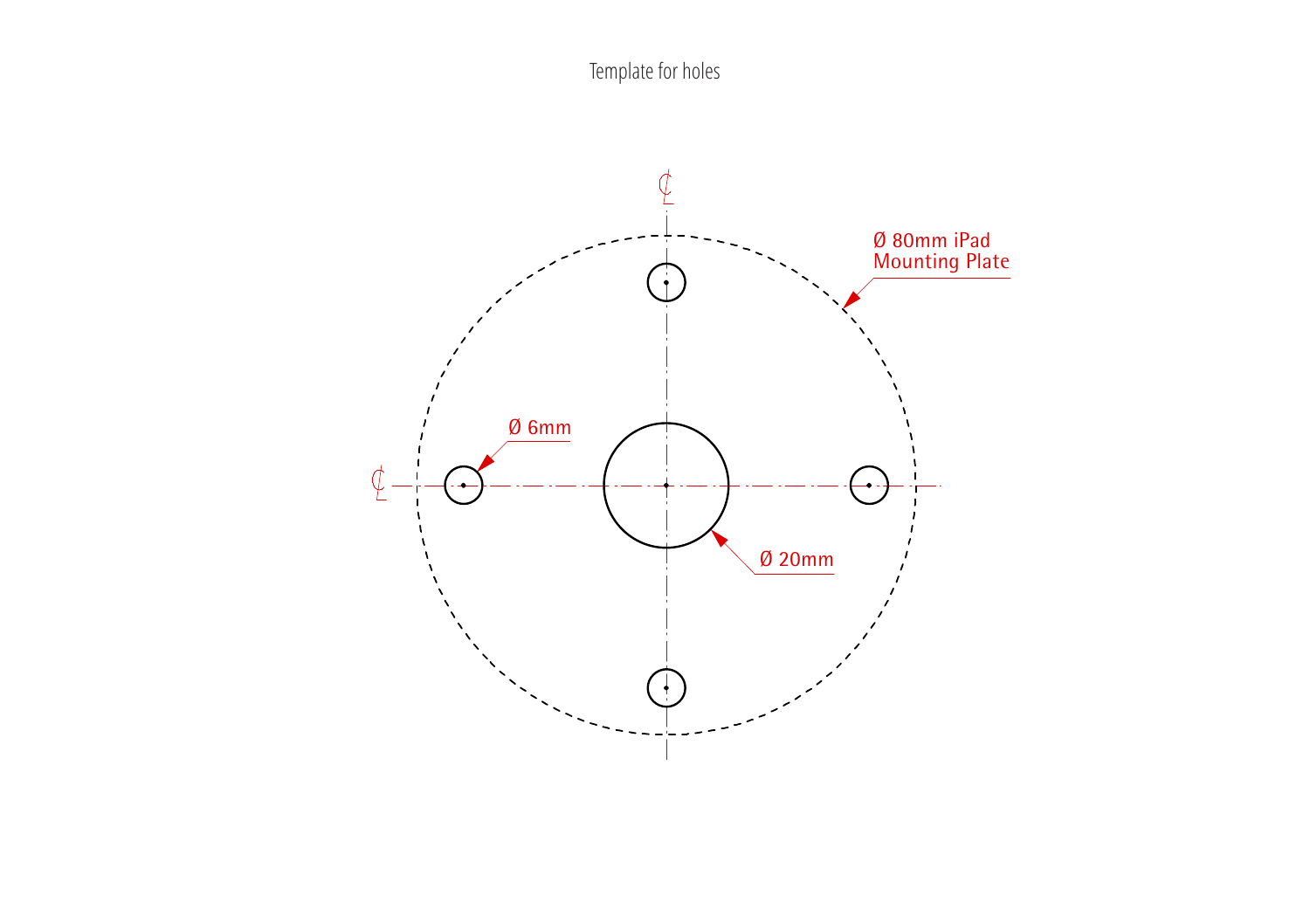Template for holes

℄

℄

Ø 80mm iPad Mounting Plate

Ø 6mm

Ø 20mm